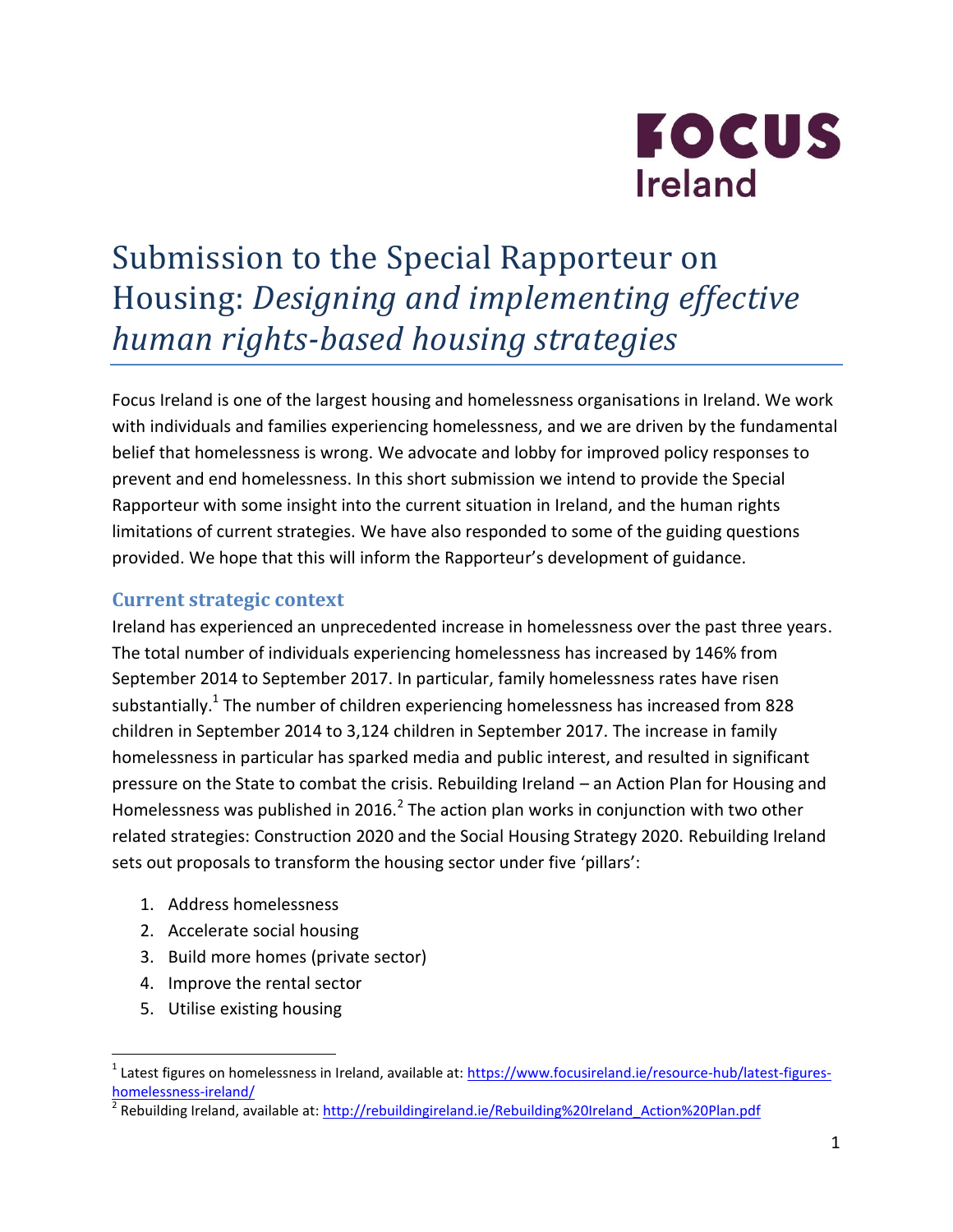FOCUS Ireland

# Submission to the Special Rapporteur on Housing: *Designing and implementing effective human rights-based housing strategies*

Focus Ireland is one of the largest housing and homelessness organisations in Ireland. We work with individuals and families experiencing homelessness, and we are driven by the fundamental belief that homelessness is wrong. We advocate and lobby for improved policy responses to prevent and end homelessness. In this short submission we intend to provide the Special Rapporteur with some insight into the current situation in Ireland, and the human rights limitations of current strategies. We have also responded to some of the guiding questions provided. We hope that this will inform the Rapporteur's development of guidance.

## Current strategic context

Ireland has experienced an unprecedented increase in homelessness over the past three years. The total number of individuals experiencing homelessness has increased by 146% from September 2014 to September 2017. In particular, family homelessness rates have risen substantially.[1] The number of children experiencing homelessness has increased from 828 children in September 2014 to 3,124 children in September 2017. The increase in family homelessness in particular has sparked media and public interest, and resulted in significant pressure on the State to combat the crisis. Rebuilding Ireland – an Action Plan for Housing and Homelessness was published in 2016.[2] The action plan works in conjunction with two other related strategies: Construction 2020 and the Social Housing Strategy 2020. Rebuilding Ireland sets out proposals to transform the housing sector under five 'pillars':

1. Address homelessness
2. Accelerate social housing
3. Build more homes (private sector)
4. Improve the rental sector
5. Utilise existing housing

---

[1] Latest figures on homelessness in Ireland, available at: https://www.focusireland.ie/resource-hub/latest-figures-homelessness-ireland/

[2] Rebuilding Ireland, available at: http://rebuildingireland.ie/Rebuilding%20Ireland_Action%20Plan.pdf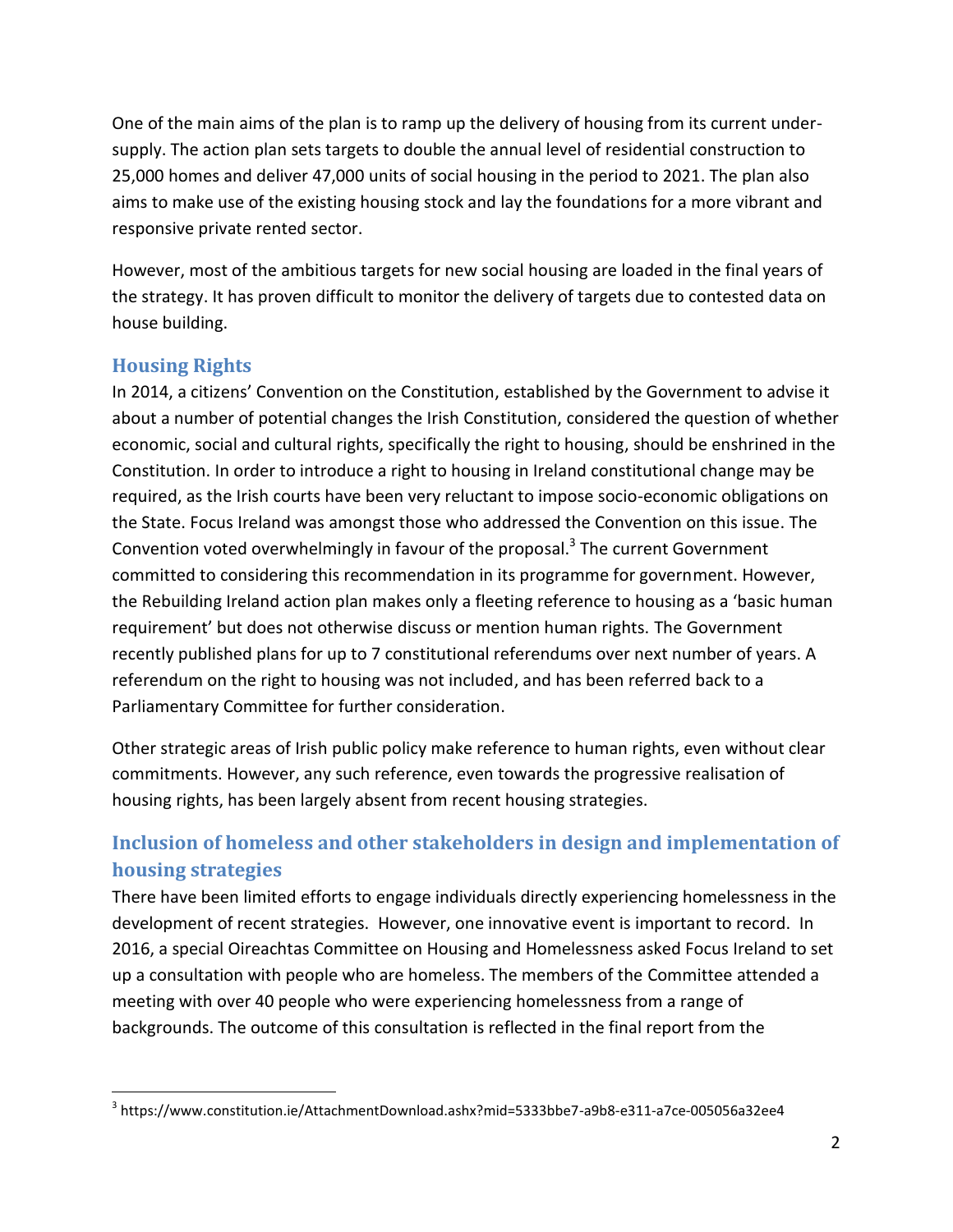One of the main aims of the plan is to ramp up the delivery of housing from its current under-supply. The action plan sets targets to double the annual level of residential construction to 25,000 homes and deliver 47,000 units of social housing in the period to 2021. The plan also aims to make use of the existing housing stock and lay the foundations for a more vibrant and responsive private rented sector.

However, most of the ambitious targets for new social housing are loaded in the final years of the strategy. It has proven difficult to monitor the delivery of targets due to contested data on house building.

## Housing Rights

In 2014, a citizens' Convention on the Constitution, established by the Government to advise it about a number of potential changes the Irish Constitution, considered the question of whether economic, social and cultural rights, specifically the right to housing, should be enshrined in the Constitution. In order to introduce a right to housing in Ireland constitutional change may be required, as the Irish courts have been very reluctant to impose socio-economic obligations on the State. Focus Ireland was amongst those who addressed the Convention on this issue. The Convention voted overwhelmingly in favour of the proposal.[3] The current Government committed to considering this recommendation in its programme for government. However, the Rebuilding Ireland action plan makes only a fleeting reference to housing as a 'basic human requirement' but does not otherwise discuss or mention human rights. The Government recently published plans for up to 7 constitutional referendums over next number of years. A referendum on the right to housing was not included, and has been referred back to a Parliamentary Committee for further consideration.

Other strategic areas of Irish public policy make reference to human rights, even without clear commitments. However, any such reference, even towards the progressive realisation of housing rights, has been largely absent from recent housing strategies.

## Inclusion of homeless and other stakeholders in design and implementation of housing strategies

There have been limited efforts to engage individuals directly experiencing homelessness in the development of recent strategies. However, one innovative event is important to record. In 2016, a special Oireachtas Committee on Housing and Homelessness asked Focus Ireland to set up a consultation with people who are homeless. The members of the Committee attended a meeting with over 40 people who were experiencing homelessness from a range of backgrounds. The outcome of this consultation is reflected in the final report from the

---

[3] https://www.constitution.ie/AttachmentDownload.ashx?mid=5333bbe7-a9b8-e311-a7ce-005056a32ee4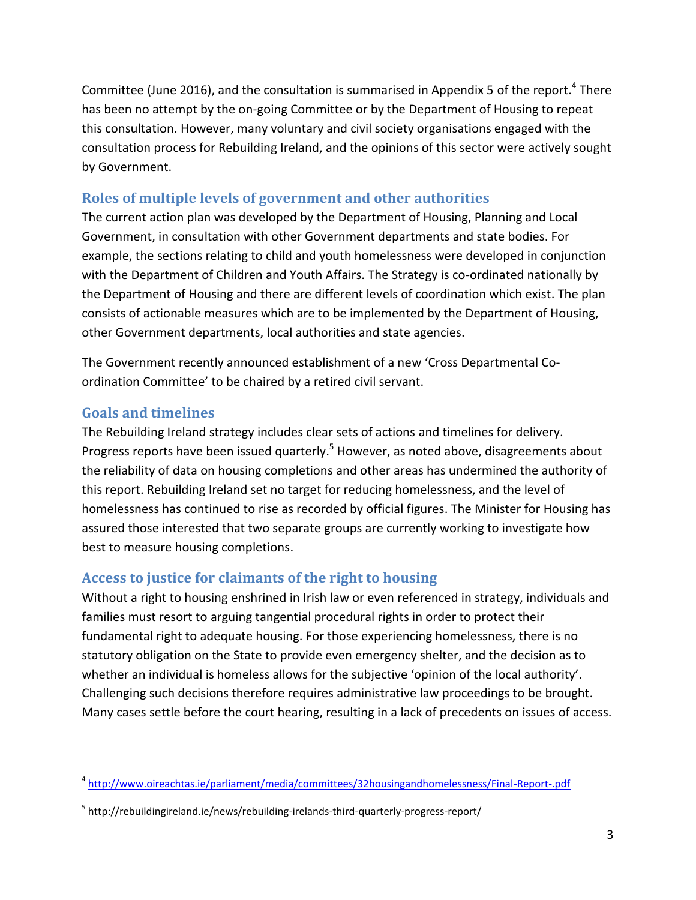Committee (June 2016), and the consultation is summarised in Appendix 5 of the report.[4] There has been no attempt by the on-going Committee or by the Department of Housing to repeat this consultation. However, many voluntary and civil society organisations engaged with the consultation process for Rebuilding Ireland, and the opinions of this sector were actively sought by Government.

## Roles of multiple levels of government and other authorities

The current action plan was developed by the Department of Housing, Planning and Local Government, in consultation with other Government departments and state bodies. For example, the sections relating to child and youth homelessness were developed in conjunction with the Department of Children and Youth Affairs. The Strategy is co-ordinated nationally by the Department of Housing and there are different levels of coordination which exist. The plan consists of actionable measures which are to be implemented by the Department of Housing, other Government departments, local authorities and state agencies.

The Government recently announced establishment of a new 'Cross Departmental Co-ordination Committee' to be chaired by a retired civil servant.

## Goals and timelines

The Rebuilding Ireland strategy includes clear sets of actions and timelines for delivery. Progress reports have been issued quarterly.[5] However, as noted above, disagreements about the reliability of data on housing completions and other areas has undermined the authority of this report. Rebuilding Ireland set no target for reducing homelessness, and the level of homelessness has continued to rise as recorded by official figures. The Minister for Housing has assured those interested that two separate groups are currently working to investigate how best to measure housing completions.

## Access to justice for claimants of the right to housing

Without a right to housing enshrined in Irish law or even referenced in strategy, individuals and families must resort to arguing tangential procedural rights in order to protect their fundamental right to adequate housing. For those experiencing homelessness, there is no statutory obligation on the State to provide even emergency shelter, and the decision as to whether an individual is homeless allows for the subjective 'opinion of the local authority'. Challenging such decisions therefore requires administrative law proceedings to be brought. Many cases settle before the court hearing, resulting in a lack of precedents on issues of access.

[4] http://www.oireachtas.ie/parliament/media/committees/32housingandhomelessness/Final-Report-.pdf

[5] http://rebuildingireland.ie/news/rebuilding-irelands-third-quarterly-progress-report/